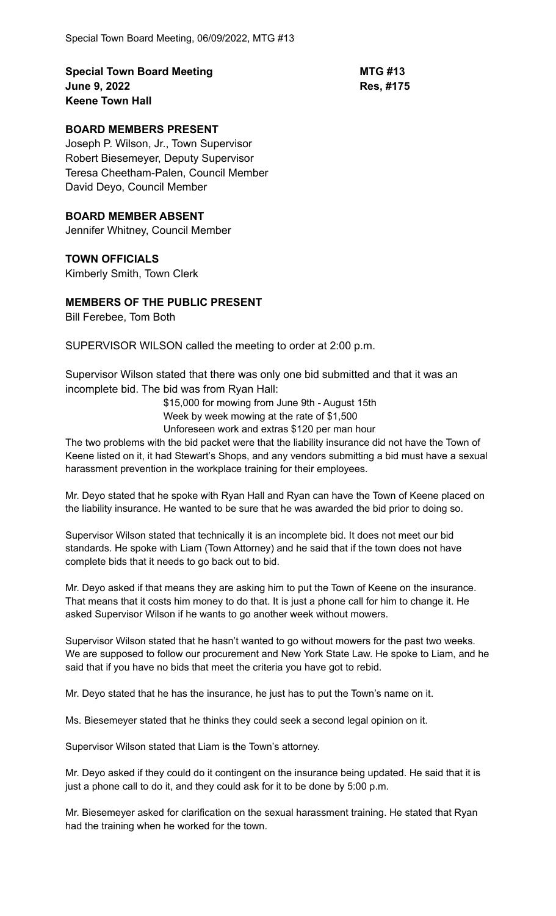**Special Town Board Meeting**
**June 9, 2022**
**Keene Town Hall**

**MTG #13**
**Res, #175**

**BOARD MEMBERS PRESENT**
Joseph P. Wilson, Jr., Town Supervisor
Robert Biesemeyer, Deputy Supervisor
Teresa Cheetham-Palen, Council Member
David Deyo, Council Member

**BOARD MEMBER ABSENT**
Jennifer Whitney, Council Member

**TOWN OFFICIALS**
Kimberly Smith, Town Clerk

**MEMBERS OF THE PUBLIC PRESENT**
Bill Ferebee, Tom Both

SUPERVISOR WILSON called the meeting to order at 2:00 p.m.

Supervisor Wilson stated that there was only one bid submitted and that it was an incomplete bid. The bid was from Ryan Hall:

$15,000 for mowing from June 9th - August 15th
Week by week mowing at the rate of $1,500
Unforeseen work and extras $120 per man hour

The two problems with the bid packet were that the liability insurance did not have the Town of Keene listed on it, it had Stewart's Shops, and any vendors submitting a bid must have a sexual harassment prevention in the workplace training for their employees.

Mr. Deyo stated that he spoke with Ryan Hall and Ryan can have the Town of Keene placed on the liability insurance. He wanted to be sure that he was awarded the bid prior to doing so.

Supervisor Wilson stated that technically it is an incomplete bid. It does not meet our bid standards. He spoke with Liam (Town Attorney) and he said that if the town does not have complete bids that it needs to go back out to bid.

Mr. Deyo asked if that means they are asking him to put the Town of Keene on the insurance. That means that it costs him money to do that. It is just a phone call for him to change it. He asked Supervisor Wilson if he wants to go another week without mowers.

Supervisor Wilson stated that he hasn't wanted to go without mowers for the past two weeks. We are supposed to follow our procurement and New York State Law. He spoke to Liam, and he said that if you have no bids that meet the criteria you have got to rebid.

Mr. Deyo stated that he has the insurance, he just has to put the Town's name on it.

Ms. Biesemeyer stated that he thinks they could seek a second legal opinion on it.

Supervisor Wilson stated that Liam is the Town's attorney.

Mr. Deyo asked if they could do it contingent on the insurance being updated. He said that it is just a phone call to do it, and they could ask for it to be done by 5:00 p.m.

Mr. Biesemeyer asked for clarification on the sexual harassment training. He stated that Ryan had the training when he worked for the town.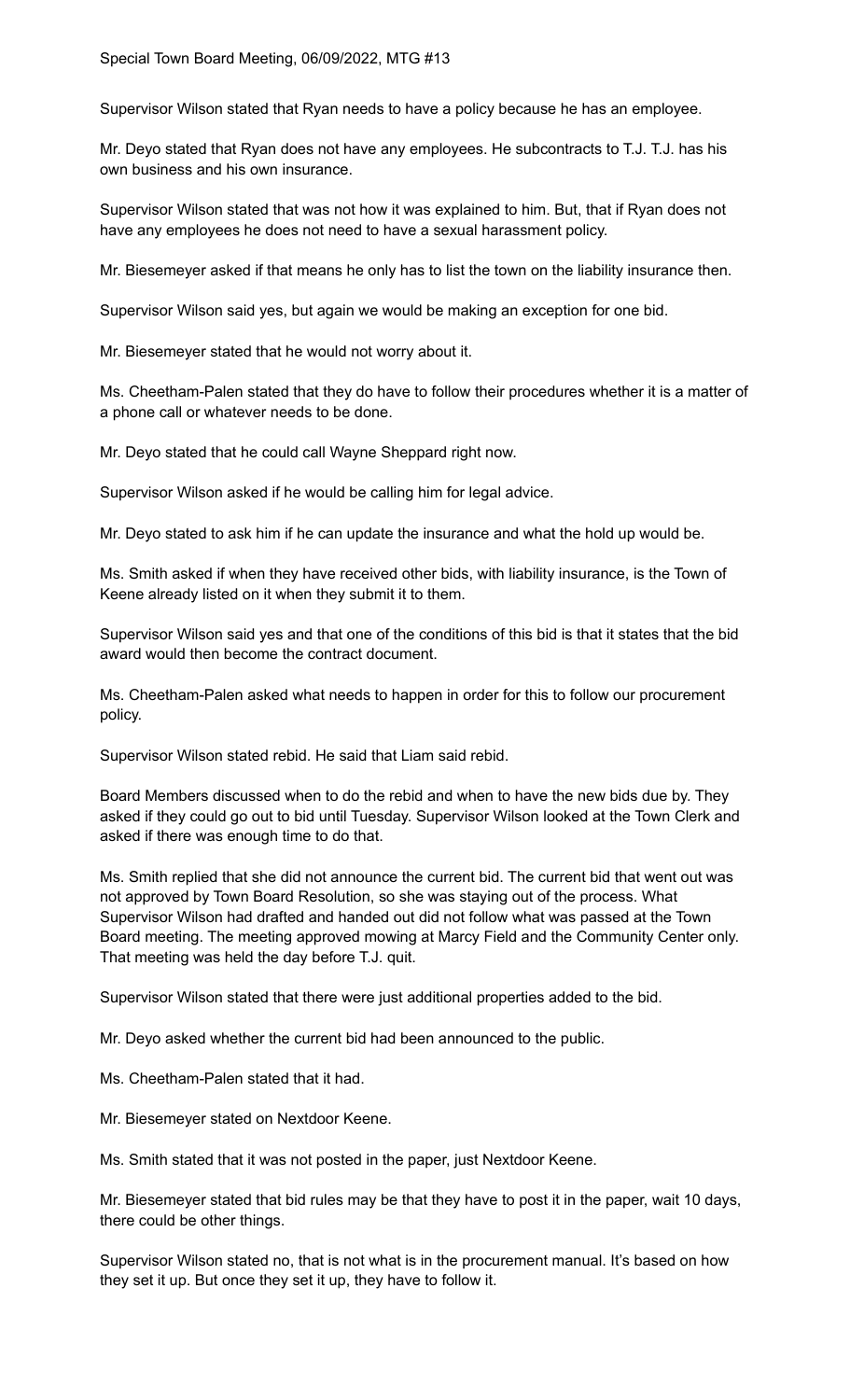Supervisor Wilson stated that Ryan needs to have a policy because he has an employee.

Mr. Deyo stated that Ryan does not have any employees. He subcontracts to T.J. T.J. has his own business and his own insurance.

Supervisor Wilson stated that was not how it was explained to him. But, that if Ryan does not have any employees he does not need to have a sexual harassment policy.

Mr. Biesemeyer asked if that means he only has to list the town on the liability insurance then.

Supervisor Wilson said yes, but again we would be making an exception for one bid.

Mr. Biesemeyer stated that he would not worry about it.

Ms. Cheetham-Palen stated that they do have to follow their procedures whether it is a matter of a phone call or whatever needs to be done.

Mr. Deyo stated that he could call Wayne Sheppard right now.

Supervisor Wilson asked if he would be calling him for legal advice.

Mr. Deyo stated to ask him if he can update the insurance and what the hold up would be.

Ms. Smith asked if when they have received other bids, with liability insurance, is the Town of Keene already listed on it when they submit it to them.

Supervisor Wilson said yes and that one of the conditions of this bid is that it states that the bid award would then become the contract document.

Ms. Cheetham-Palen asked what needs to happen in order for this to follow our procurement policy.

Supervisor Wilson stated rebid. He said that Liam said rebid.

Board Members discussed when to do the rebid and when to have the new bids due by. They asked if they could go out to bid until Tuesday. Supervisor Wilson looked at the Town Clerk and asked if there was enough time to do that.

Ms. Smith replied that she did not announce the current bid. The current bid that went out was not approved by Town Board Resolution, so she was staying out of the process. What Supervisor Wilson had drafted and handed out did not follow what was passed at the Town Board meeting. The meeting approved mowing at Marcy Field and the Community Center only. That meeting was held the day before T.J. quit.

Supervisor Wilson stated that there were just additional properties added to the bid.

Mr. Deyo asked whether the current bid had been announced to the public.

Ms. Cheetham-Palen stated that it had.

Mr. Biesemeyer stated on Nextdoor Keene.

Ms. Smith stated that it was not posted in the paper, just Nextdoor Keene.

Mr. Biesemeyer stated that bid rules may be that they have to post it in the paper, wait 10 days, there could be other things.

Supervisor Wilson stated no, that is not what is in the procurement manual. It's based on how they set it up. But once they set it up, they have to follow it.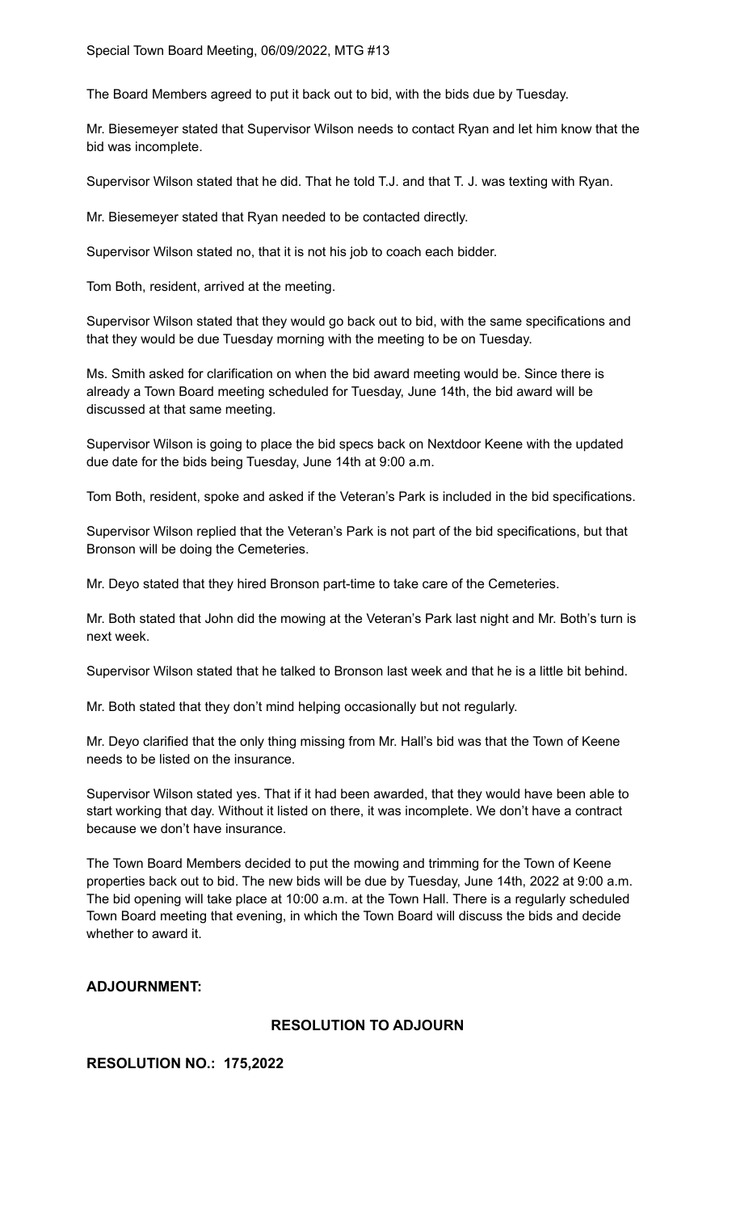The Board Members agreed to put it back out to bid, with the bids due by Tuesday.

Mr. Biesemeyer stated that Supervisor Wilson needs to contact Ryan and let him know that the bid was incomplete.

Supervisor Wilson stated that he did. That he told T.J. and that T. J. was texting with Ryan.

Mr. Biesemeyer stated that Ryan needed to be contacted directly.

Supervisor Wilson stated no, that it is not his job to coach each bidder.

Tom Both, resident, arrived at the meeting.

Supervisor Wilson stated that they would go back out to bid, with the same specifications and that they would be due Tuesday morning with the meeting to be on Tuesday.

Ms. Smith asked for clarification on when the bid award meeting would be. Since there is already a Town Board meeting scheduled for Tuesday, June 14th, the bid award will be discussed at that same meeting.

Supervisor Wilson is going to place the bid specs back on Nextdoor Keene with the updated due date for the bids being Tuesday, June 14th at 9:00 a.m.

Tom Both, resident, spoke and asked if the Veteran's Park is included in the bid specifications.

Supervisor Wilson replied that the Veteran's Park is not part of the bid specifications, but that Bronson will be doing the Cemeteries.

Mr. Deyo stated that they hired Bronson part-time to take care of the Cemeteries.

Mr. Both stated that John did the mowing at the Veteran's Park last night and Mr. Both's turn is next week.

Supervisor Wilson stated that he talked to Bronson last week and that he is a little bit behind.

Mr. Both stated that they don't mind helping occasionally but not regularly.

Mr. Deyo clarified that the only thing missing from Mr. Hall's bid was that the Town of Keene needs to be listed on the insurance.

Supervisor Wilson stated yes. That if it had been awarded, that they would have been able to start working that day. Without it listed on there, it was incomplete. We don't have a contract because we don't have insurance.

The Town Board Members decided to put the mowing and trimming for the Town of Keene properties back out to bid. The new bids will be due by Tuesday, June 14th, 2022 at 9:00 a.m. The bid opening will take place at 10:00 a.m. at the Town Hall. There is a regularly scheduled Town Board meeting that evening, in which the Town Board will discuss the bids and decide whether to award it.

## ADJOURNMENT:

### RESOLUTION TO ADJOURN

**RESOLUTION NO.: 175,2022**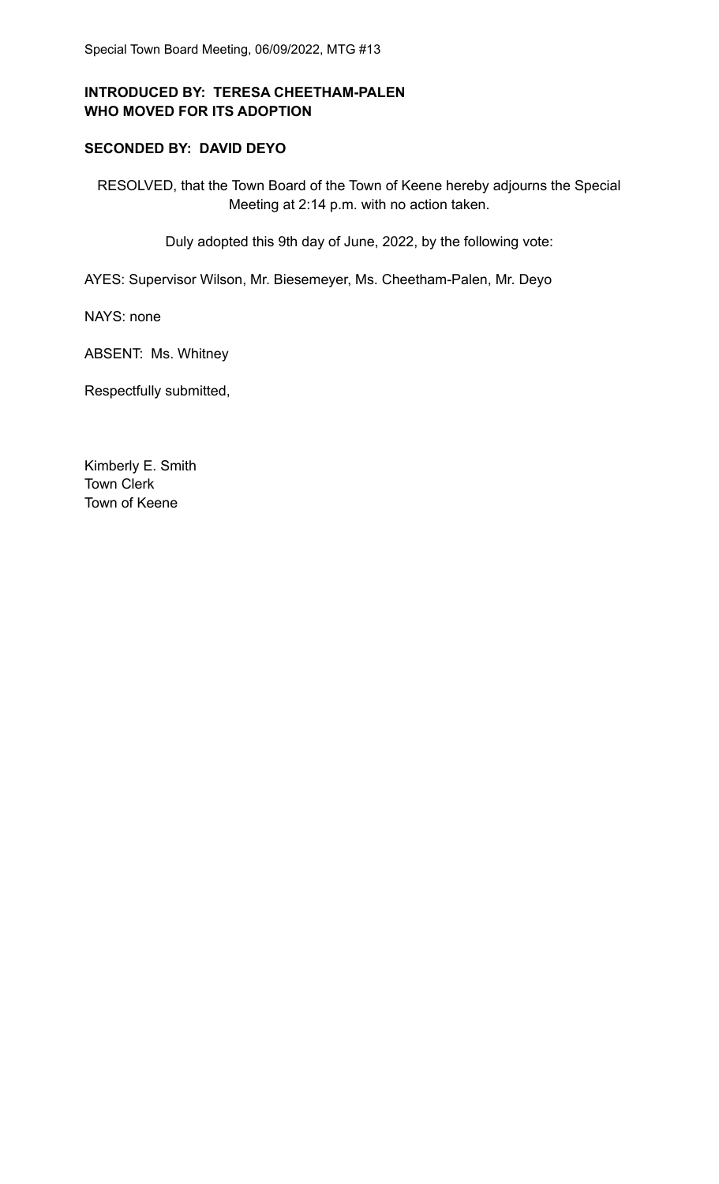**INTRODUCED BY: TERESA CHEETHAM-PALEN**
**WHO MOVED FOR ITS ADOPTION**

**SECONDED BY: DAVID DEYO**

RESOLVED, that the Town Board of the Town of Keene hereby adjourns the Special Meeting at 2:14 p.m. with no action taken.

Duly adopted this 9th day of June, 2022, by the following vote:

AYES: Supervisor Wilson, Mr. Biesemeyer, Ms. Cheetham-Palen, Mr. Deyo

NAYS: none

ABSENT: Ms. Whitney

Respectfully submitted,

Kimberly E. Smith
Town Clerk
Town of Keene